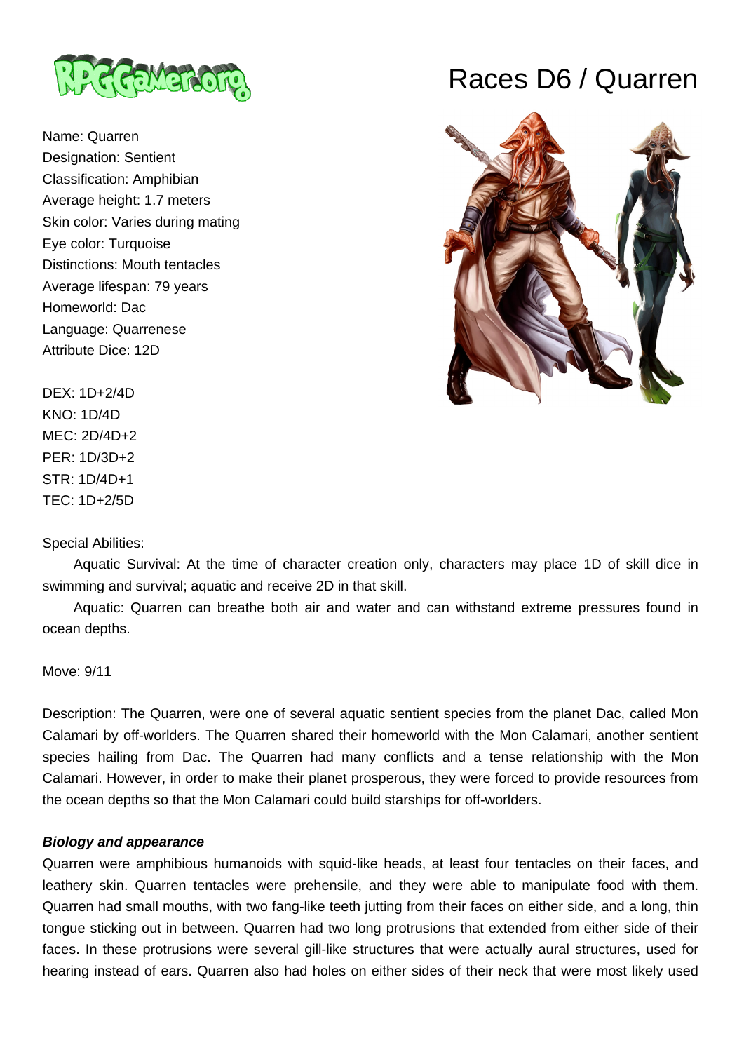# Races D6 / Quarren

Name: Quarren
Designation: Sentient
Classification: Amphibian
Average height: 1.7 meters
Skin color: Varies during mating
Eye color: Turquoise
Distinctions: Mouth tentacles
Average lifespan: 79 years
Homeworld: Dac
Language: Quarrenese
Attribute Dice: 12D

DEX: 1D+2/4D
KNO: 1D/4D
MEC: 2D/4D+2
PER: 1D/3D+2
STR: 1D/4D+1
TEC: 1D+2/5D

Special Abilities:

Aquatic Survival: At the time of character creation only, characters may place 1D of skill dice in swimming and survival; aquatic and receive 2D in that skill.

Aquatic: Quarren can breathe both air and water and can withstand extreme pressures found in ocean depths.

Move: 9/11

Description: The Quarren, were one of several aquatic sentient species from the planet Dac, called Mon Calamari by off-worlders. The Quarren shared their homeworld with the Mon Calamari, another sentient species hailing from Dac. The Quarren had many conflicts and a tense relationship with the Mon Calamari. However, in order to make their planet prosperous, they were forced to provide resources from the ocean depths so that the Mon Calamari could build starships for off-worlders.

***Biology and appearance***

Quarren were amphibious humanoids with squid-like heads, at least four tentacles on their faces, and leathery skin. Quarren tentacles were prehensile, and they were able to manipulate food with them. Quarren had small mouths, with two fang-like teeth jutting from their faces on either side, and a long, thin tongue sticking out in between. Quarren had two long protrusions that extended from either side of their faces. In these protrusions were several gill-like structures that were actually aural structures, used for hearing instead of ears. Quarren also had holes on either sides of their neck that were most likely used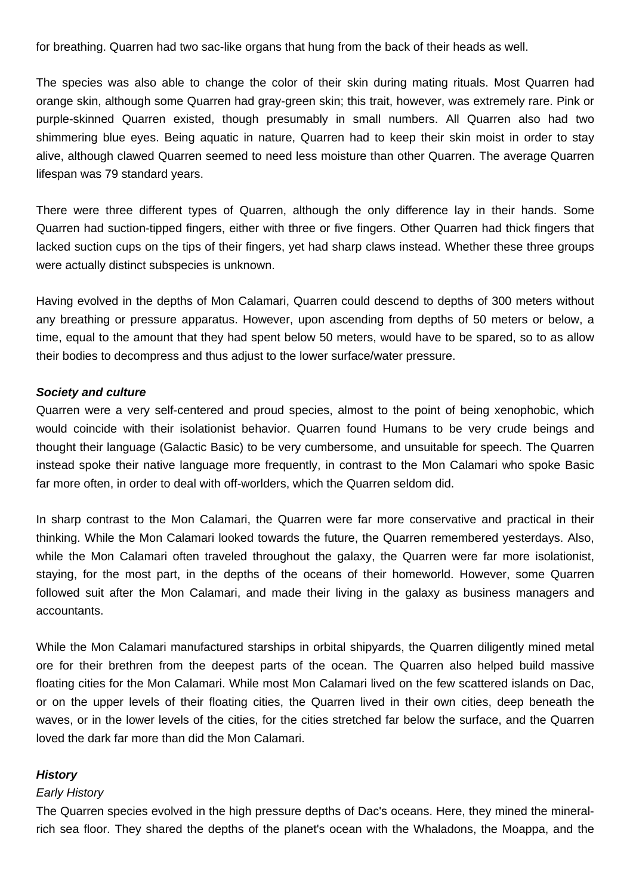for breathing. Quarren had two sac-like organs that hung from the back of their heads as well.

The species was also able to change the color of their skin during mating rituals. Most Quarren had orange skin, although some Quarren had gray-green skin; this trait, however, was extremely rare. Pink or purple-skinned Quarren existed, though presumably in small numbers. All Quarren also had two shimmering blue eyes. Being aquatic in nature, Quarren had to keep their skin moist in order to stay alive, although clawed Quarren seemed to need less moisture than other Quarren. The average Quarren lifespan was 79 standard years.

There were three different types of Quarren, although the only difference lay in their hands. Some Quarren had suction-tipped fingers, either with three or five fingers. Other Quarren had thick fingers that lacked suction cups on the tips of their fingers, yet had sharp claws instead. Whether these three groups were actually distinct subspecies is unknown.

Having evolved in the depths of Mon Calamari, Quarren could descend to depths of 300 meters without any breathing or pressure apparatus. However, upon ascending from depths of 50 meters or below, a time, equal to the amount that they had spent below 50 meters, would have to be spared, so to as allow their bodies to decompress and thus adjust to the lower surface/water pressure.

### ***Society and culture***

Quarren were a very self-centered and proud species, almost to the point of being xenophobic, which would coincide with their isolationist behavior. Quarren found Humans to be very crude beings and thought their language (Galactic Basic) to be very cumbersome, and unsuitable for speech. The Quarren instead spoke their native language more frequently, in contrast to the Mon Calamari who spoke Basic far more often, in order to deal with off-worlders, which the Quarren seldom did.

In sharp contrast to the Mon Calamari, the Quarren were far more conservative and practical in their thinking. While the Mon Calamari looked towards the future, the Quarren remembered yesterdays. Also, while the Mon Calamari often traveled throughout the galaxy, the Quarren were far more isolationist, staying, for the most part, in the depths of the oceans of their homeworld. However, some Quarren followed suit after the Mon Calamari, and made their living in the galaxy as business managers and accountants.

While the Mon Calamari manufactured starships in orbital shipyards, the Quarren diligently mined metal ore for their brethren from the deepest parts of the ocean. The Quarren also helped build massive floating cities for the Mon Calamari. While most Mon Calamari lived on the few scattered islands on Dac, or on the upper levels of their floating cities, the Quarren lived in their own cities, deep beneath the waves, or in the lower levels of the cities, for the cities stretched far below the surface, and the Quarren loved the dark far more than did the Mon Calamari.

### ***History***

*Early History*

The Quarren species evolved in the high pressure depths of Dac's oceans. Here, they mined the mineral-rich sea floor. They shared the depths of the planet's ocean with the Whaladons, the Moappa, and the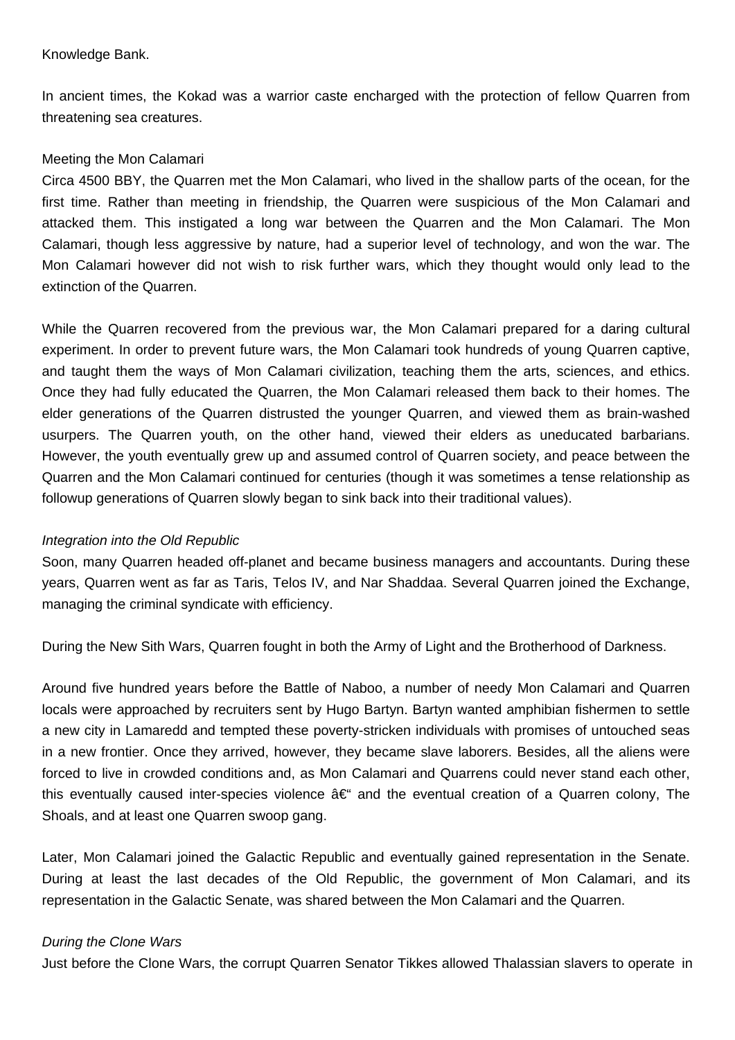Knowledge Bank.

In ancient times, the Kokad was a warrior caste encharged with the protection of fellow Quarren from threatening sea creatures.

Meeting the Mon Calamari

Circa 4500 BBY, the Quarren met the Mon Calamari, who lived in the shallow parts of the ocean, for the first time. Rather than meeting in friendship, the Quarren were suspicious of the Mon Calamari and attacked them. This instigated a long war between the Quarren and the Mon Calamari. The Mon Calamari, though less aggressive by nature, had a superior level of technology, and won the war. The Mon Calamari however did not wish to risk further wars, which they thought would only lead to the extinction of the Quarren.

While the Quarren recovered from the previous war, the Mon Calamari prepared for a daring cultural experiment. In order to prevent future wars, the Mon Calamari took hundreds of young Quarren captive, and taught them the ways of Mon Calamari civilization, teaching them the arts, sciences, and ethics. Once they had fully educated the Quarren, the Mon Calamari released them back to their homes. The elder generations of the Quarren distrusted the younger Quarren, and viewed them as brain-washed usurpers. The Quarren youth, on the other hand, viewed their elders as uneducated barbarians. However, the youth eventually grew up and assumed control of Quarren society, and peace between the Quarren and the Mon Calamari continued for centuries (though it was sometimes a tense relationship as followup generations of Quarren slowly began to sink back into their traditional values).

*Integration into the Old Republic*

Soon, many Quarren headed off-planet and became business managers and accountants. During these years, Quarren went as far as Taris, Telos IV, and Nar Shaddaa. Several Quarren joined the Exchange, managing the criminal syndicate with efficiency.

During the New Sith Wars, Quarren fought in both the Army of Light and the Brotherhood of Darkness.

Around five hundred years before the Battle of Naboo, a number of needy Mon Calamari and Quarren locals were approached by recruiters sent by Hugo Bartyn. Bartyn wanted amphibian fishermen to settle a new city in Lamaredd and tempted these poverty-stricken individuals with promises of untouched seas in a new frontier. Once they arrived, however, they became slave laborers. Besides, all the aliens were forced to live in crowded conditions and, as Mon Calamari and Quarrens could never stand each other, this eventually caused inter-species violence â€" and the eventual creation of a Quarren colony, The Shoals, and at least one Quarren swoop gang.

Later, Mon Calamari joined the Galactic Republic and eventually gained representation in the Senate. During at least the last decades of the Old Republic, the government of Mon Calamari, and its representation in the Galactic Senate, was shared between the Mon Calamari and the Quarren.

*During the Clone Wars*

Just before the Clone Wars, the corrupt Quarren Senator Tikkes allowed Thalassian slavers to operate in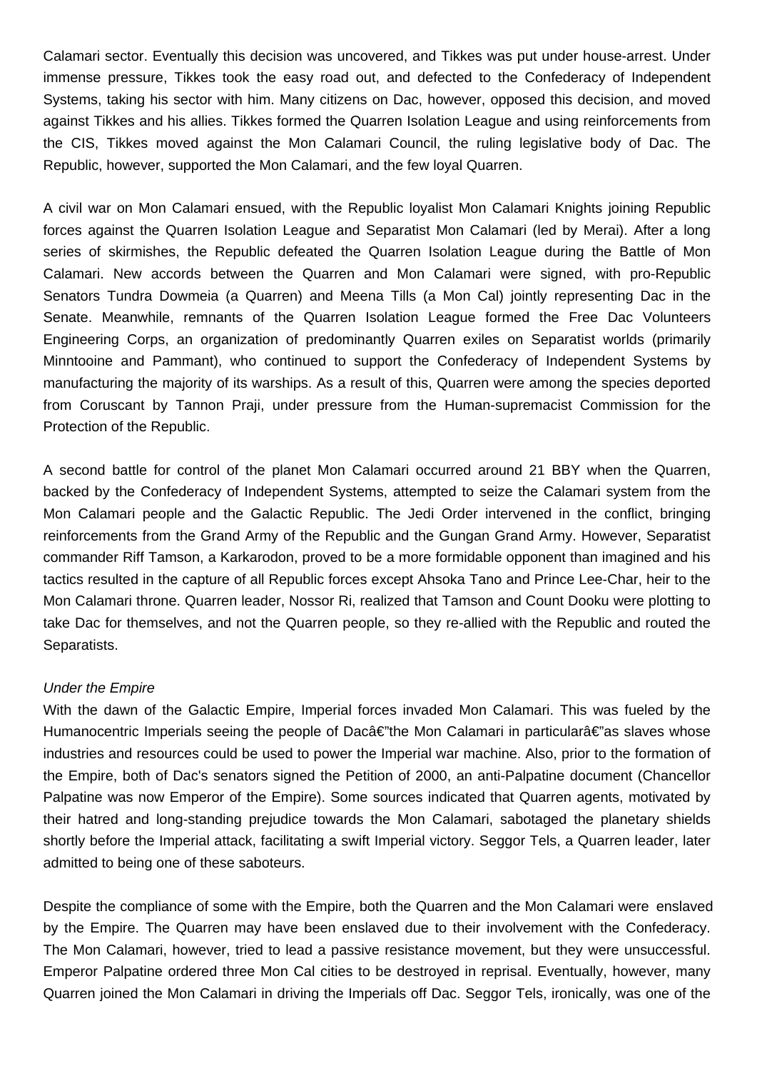Calamari sector. Eventually this decision was uncovered, and Tikkes was put under house-arrest. Under immense pressure, Tikkes took the easy road out, and defected to the Confederacy of Independent Systems, taking his sector with him. Many citizens on Dac, however, opposed this decision, and moved against Tikkes and his allies. Tikkes formed the Quarren Isolation League and using reinforcements from the CIS, Tikkes moved against the Mon Calamari Council, the ruling legislative body of Dac. The Republic, however, supported the Mon Calamari, and the few loyal Quarren.

A civil war on Mon Calamari ensued, with the Republic loyalist Mon Calamari Knights joining Republic forces against the Quarren Isolation League and Separatist Mon Calamari (led by Merai). After a long series of skirmishes, the Republic defeated the Quarren Isolation League during the Battle of Mon Calamari. New accords between the Quarren and Mon Calamari were signed, with pro-Republic Senators Tundra Dowmeia (a Quarren) and Meena Tills (a Mon Cal) jointly representing Dac in the Senate. Meanwhile, remnants of the Quarren Isolation League formed the Free Dac Volunteers Engineering Corps, an organization of predominantly Quarren exiles on Separatist worlds (primarily Minntooine and Pammant), who continued to support the Confederacy of Independent Systems by manufacturing the majority of its warships. As a result of this, Quarren were among the species deported from Coruscant by Tannon Praji, under pressure from the Human-supremacist Commission for the Protection of the Republic.

A second battle for control of the planet Mon Calamari occurred around 21 BBY when the Quarren, backed by the Confederacy of Independent Systems, attempted to seize the Calamari system from the Mon Calamari people and the Galactic Republic. The Jedi Order intervened in the conflict, bringing reinforcements from the Grand Army of the Republic and the Gungan Grand Army. However, Separatist commander Riff Tamson, a Karkarodon, proved to be a more formidable opponent than imagined and his tactics resulted in the capture of all Republic forces except Ahsoka Tano and Prince Lee-Char, heir to the Mon Calamari throne. Quarren leader, Nossor Ri, realized that Tamson and Count Dooku were plotting to take Dac for themselves, and not the Quarren people, so they re-allied with the Republic and routed the Separatists.

*Under the Empire*

With the dawn of the Galactic Empire, Imperial forces invaded Mon Calamari. This was fueled by the Humanocentric Imperials seeing the people of Dacâ€"the Mon Calamari in particularâ€"as slaves whose industries and resources could be used to power the Imperial war machine. Also, prior to the formation of the Empire, both of Dac's senators signed the Petition of 2000, an anti-Palpatine document (Chancellor Palpatine was now Emperor of the Empire). Some sources indicated that Quarren agents, motivated by their hatred and long-standing prejudice towards the Mon Calamari, sabotaged the planetary shields shortly before the Imperial attack, facilitating a swift Imperial victory. Seggor Tels, a Quarren leader, later admitted to being one of these saboteurs.

Despite the compliance of some with the Empire, both the Quarren and the Mon Calamari were enslaved by the Empire. The Quarren may have been enslaved due to their involvement with the Confederacy. The Mon Calamari, however, tried to lead a passive resistance movement, but they were unsuccessful. Emperor Palpatine ordered three Mon Cal cities to be destroyed in reprisal. Eventually, however, many Quarren joined the Mon Calamari in driving the Imperials off Dac. Seggor Tels, ironically, was one of the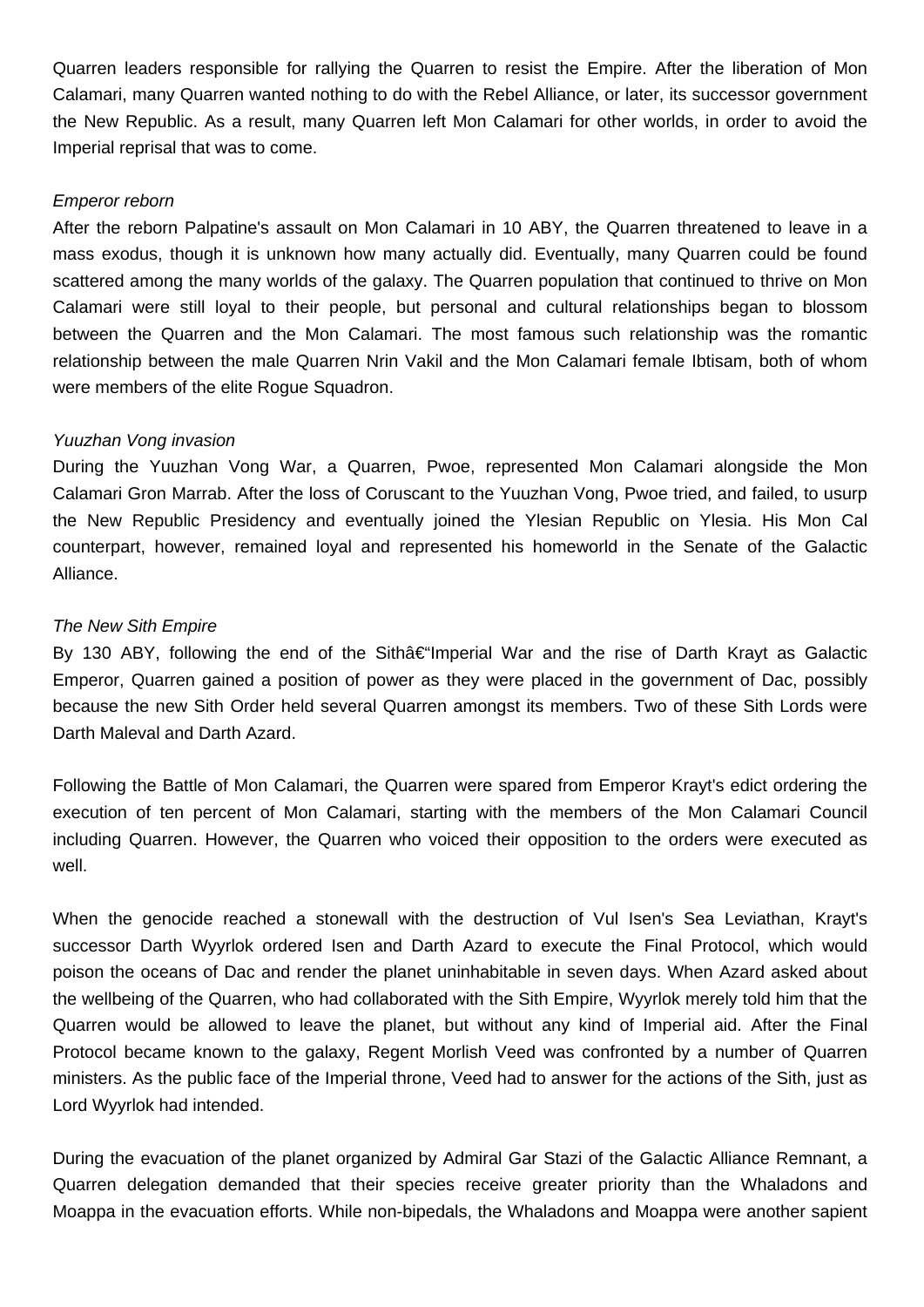Quarren leaders responsible for rallying the Quarren to resist the Empire. After the liberation of Mon Calamari, many Quarren wanted nothing to do with the Rebel Alliance, or later, its successor government the New Republic. As a result, many Quarren left Mon Calamari for other worlds, in order to avoid the Imperial reprisal that was to come.

*Emperor reborn*

After the reborn Palpatine's assault on Mon Calamari in 10 ABY, the Quarren threatened to leave in a mass exodus, though it is unknown how many actually did. Eventually, many Quarren could be found scattered among the many worlds of the galaxy. The Quarren population that continued to thrive on Mon Calamari were still loyal to their people, but personal and cultural relationships began to blossom between the Quarren and the Mon Calamari. The most famous such relationship was the romantic relationship between the male Quarren Nrin Vakil and the Mon Calamari female Ibtisam, both of whom were members of the elite Rogue Squadron.

*Yuuzhan Vong invasion*

During the Yuuzhan Vong War, a Quarren, Pwoe, represented Mon Calamari alongside the Mon Calamari Gron Marrab. After the loss of Coruscant to the Yuuzhan Vong, Pwoe tried, and failed, to usurp the New Republic Presidency and eventually joined the Ylesian Republic on Ylesia. His Mon Cal counterpart, however, remained loyal and represented his homeworld in the Senate of the Galactic Alliance.

*The New Sith Empire*

By 130 ABY, following the end of the Sithâ€“Imperial War and the rise of Darth Krayt as Galactic Emperor, Quarren gained a position of power as they were placed in the government of Dac, possibly because the new Sith Order held several Quarren amongst its members. Two of these Sith Lords were Darth Maleval and Darth Azard.

Following the Battle of Mon Calamari, the Quarren were spared from Emperor Krayt's edict ordering the execution of ten percent of Mon Calamari, starting with the members of the Mon Calamari Council including Quarren. However, the Quarren who voiced their opposition to the orders were executed as well.

When the genocide reached a stonewall with the destruction of Vul Isen's Sea Leviathan, Krayt's successor Darth Wyyrlok ordered Isen and Darth Azard to execute the Final Protocol, which would poison the oceans of Dac and render the planet uninhabitable in seven days. When Azard asked about the wellbeing of the Quarren, who had collaborated with the Sith Empire, Wyyrlok merely told him that the Quarren would be allowed to leave the planet, but without any kind of Imperial aid. After the Final Protocol became known to the galaxy, Regent Morlish Veed was confronted by a number of Quarren ministers. As the public face of the Imperial throne, Veed had to answer for the actions of the Sith, just as Lord Wyyrlok had intended.

During the evacuation of the planet organized by Admiral Gar Stazi of the Galactic Alliance Remnant, a Quarren delegation demanded that their species receive greater priority than the Whaladons and Moappa in the evacuation efforts. While non-bipedals, the Whaladons and Moappa were another sapient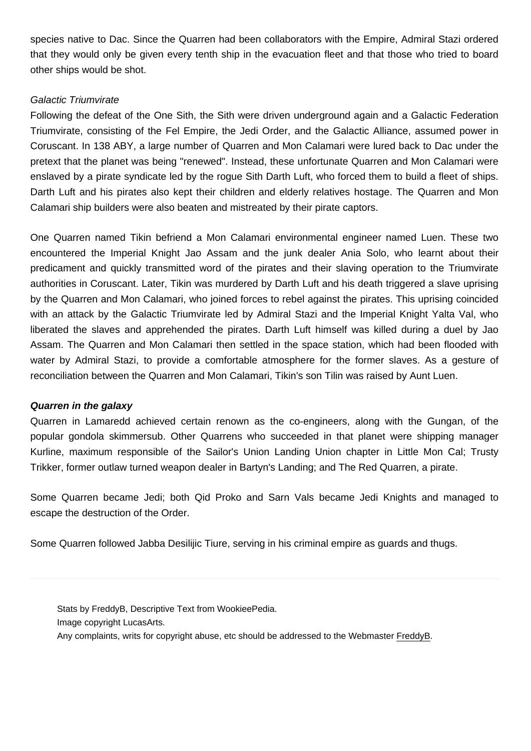species native to Dac. Since the Quarren had been collaborators with the Empire, Admiral Stazi ordered that they would only be given every tenth ship in the evacuation fleet and that those who tried to board other ships would be shot.

*Galactic Triumvirate*

Following the defeat of the One Sith, the Sith were driven underground again and a Galactic Federation Triumvirate, consisting of the Fel Empire, the Jedi Order, and the Galactic Alliance, assumed power in Coruscant. In 138 ABY, a large number of Quarren and Mon Calamari were lured back to Dac under the pretext that the planet was being "renewed". Instead, these unfortunate Quarren and Mon Calamari were enslaved by a pirate syndicate led by the rogue Sith Darth Luft, who forced them to build a fleet of ships. Darth Luft and his pirates also kept their children and elderly relatives hostage. The Quarren and Mon Calamari ship builders were also beaten and mistreated by their pirate captors.

One Quarren named Tikin befriend a Mon Calamari environmental engineer named Luen. These two encountered the Imperial Knight Jao Assam and the junk dealer Ania Solo, who learnt about their predicament and quickly transmitted word of the pirates and their slaving operation to the Triumvirate authorities in Coruscant. Later, Tikin was murdered by Darth Luft and his death triggered a slave uprising by the Quarren and Mon Calamari, who joined forces to rebel against the pirates. This uprising coincided with an attack by the Galactic Triumvirate led by Admiral Stazi and the Imperial Knight Yalta Val, who liberated the slaves and apprehended the pirates. Darth Luft himself was killed during a duel by Jao Assam. The Quarren and Mon Calamari then settled in the space station, which had been flooded with water by Admiral Stazi, to provide a comfortable atmosphere for the former slaves. As a gesture of reconciliation between the Quarren and Mon Calamari, Tikin's son Tilin was raised by Aunt Luen.

***Quarren in the galaxy***

Quarren in Lamaredd achieved certain renown as the co-engineers, along with the Gungan, of the popular gondola skimmersub. Other Quarrens who succeeded in that planet were shipping manager Kurline, maximum responsible of the Sailor's Union Landing Union chapter in Little Mon Cal; Trusty Trikker, former outlaw turned weapon dealer in Bartyn's Landing; and The Red Quarren, a pirate.

Some Quarren became Jedi; both Qid Proko and Sarn Vals became Jedi Knights and managed to escape the destruction of the Order.

Some Quarren followed Jabba Desilijic Tiure, serving in his criminal empire as guards and thugs.

---

Stats by FreddyB, Descriptive Text from WookieePedia.
Image copyright LucasArts.
Any complaints, writs for copyright abuse, etc should be addressed to the Webmaster FreddyB.